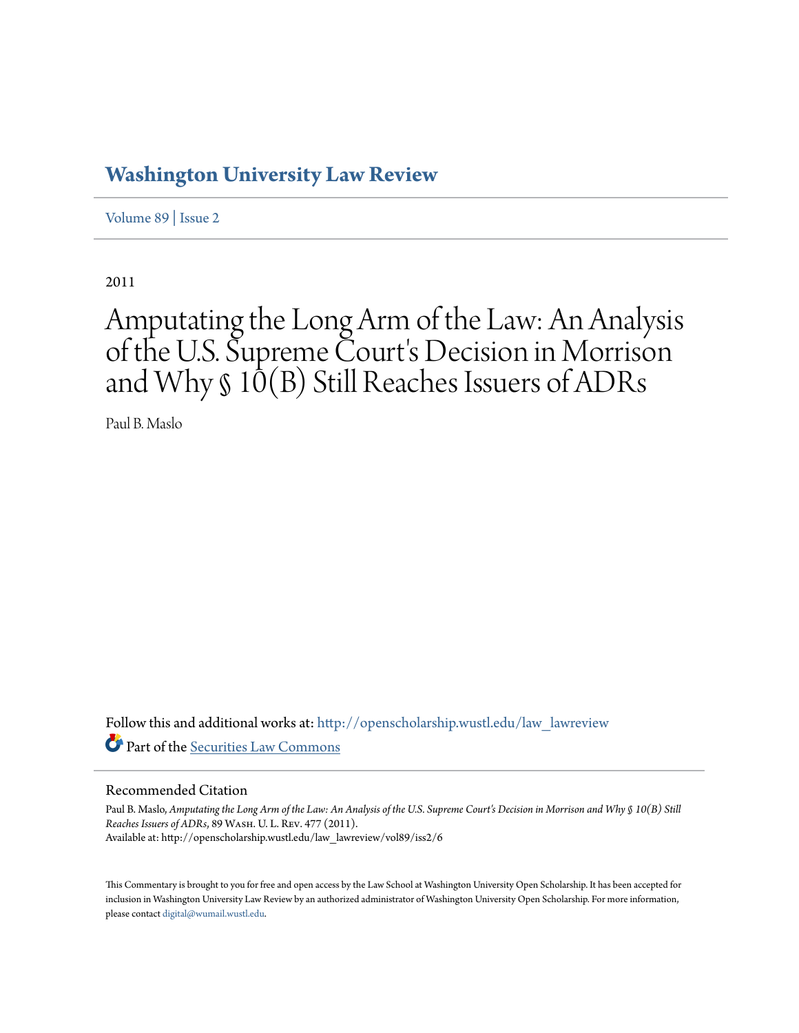# Washington University Law Review

Volume 89 | Issue 2

2011

# Amputating the Long Arm of the Law: An Analysis of the U.S. Supreme Court's Decision in Morrison and Why § 10(B) Still Reaches Issuers of ADRs

Paul B. Maslo

Follow this and additional works at: http://openscholarship.wustl.edu/law_lawreview

Part of the Securities Law Commons

## Recommended Citation

Paul B. Maslo, *Amputating the Long Arm of the Law: An Analysis of the U.S. Supreme Court's Decision in Morrison and Why § 10(B) Still Reaches Issuers of ADRs*, 89 Wash. U. L. Rev. 477 (2011).
Available at: http://openscholarship.wustl.edu/law_lawreview/vol89/iss2/6

This Commentary is brought to you for free and open access by the Law School at Washington University Open Scholarship. It has been accepted for inclusion in Washington University Law Review by an authorized administrator of Washington University Open Scholarship. For more information, please contact digital@wumail.wustl.edu.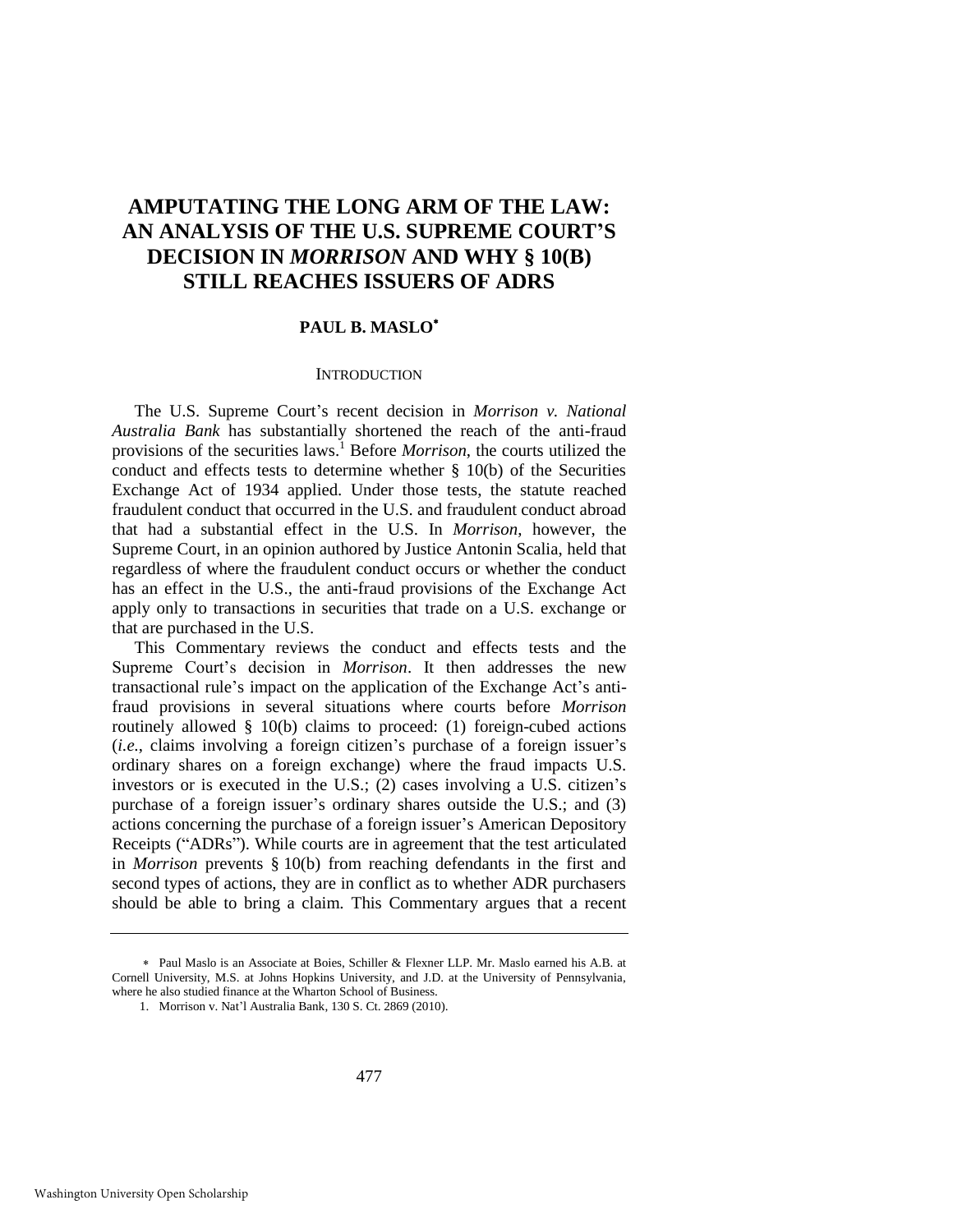# AMPUTATING THE LONG ARM OF THE LAW: AN ANALYSIS OF THE U.S. SUPREME COURT'S DECISION IN *MORRISON* AND WHY § 10(B) STILL REACHES ISSUERS OF ADRS

**PAUL B. MASLO***

## INTRODUCTION

The U.S. Supreme Court's recent decision in *Morrison v. National Australia Bank* has substantially shortened the reach of the anti-fraud provisions of the securities laws.[1] Before *Morrison*, the courts utilized the conduct and effects tests to determine whether § 10(b) of the Securities Exchange Act of 1934 applied. Under those tests, the statute reached fraudulent conduct that occurred in the U.S. and fraudulent conduct abroad that had a substantial effect in the U.S. In *Morrison*, however, the Supreme Court, in an opinion authored by Justice Antonin Scalia, held that regardless of where the fraudulent conduct occurs or whether the conduct has an effect in the U.S., the anti-fraud provisions of the Exchange Act apply only to transactions in securities that trade on a U.S. exchange or that are purchased in the U.S.

This Commentary reviews the conduct and effects tests and the Supreme Court's decision in *Morrison*. It then addresses the new transactional rule's impact on the application of the Exchange Act's anti-fraud provisions in several situations where courts before *Morrison* routinely allowed § 10(b) claims to proceed: (1) foreign-cubed actions (*i.e.*, claims involving a foreign citizen's purchase of a foreign issuer's ordinary shares on a foreign exchange) where the fraud impacts U.S. investors or is executed in the U.S.; (2) cases involving a U.S. citizen's purchase of a foreign issuer's ordinary shares outside the U.S.; and (3) actions concerning the purchase of a foreign issuer's American Depository Receipts ("ADRs"). While courts are in agreement that the test articulated in *Morrison* prevents § 10(b) from reaching defendants in the first and second types of actions, they are in conflict as to whether ADR purchasers should be able to bring a claim. This Commentary argues that a recent

---

\* Paul Maslo is an Associate at Boies, Schiller & Flexner LLP. Mr. Maslo earned his A.B. at Cornell University, M.S. at Johns Hopkins University, and J.D. at the University of Pennsylvania, where he also studied finance at the Wharton School of Business.

1. Morrison v. Nat'l Australia Bank, 130 S. Ct. 2869 (2010).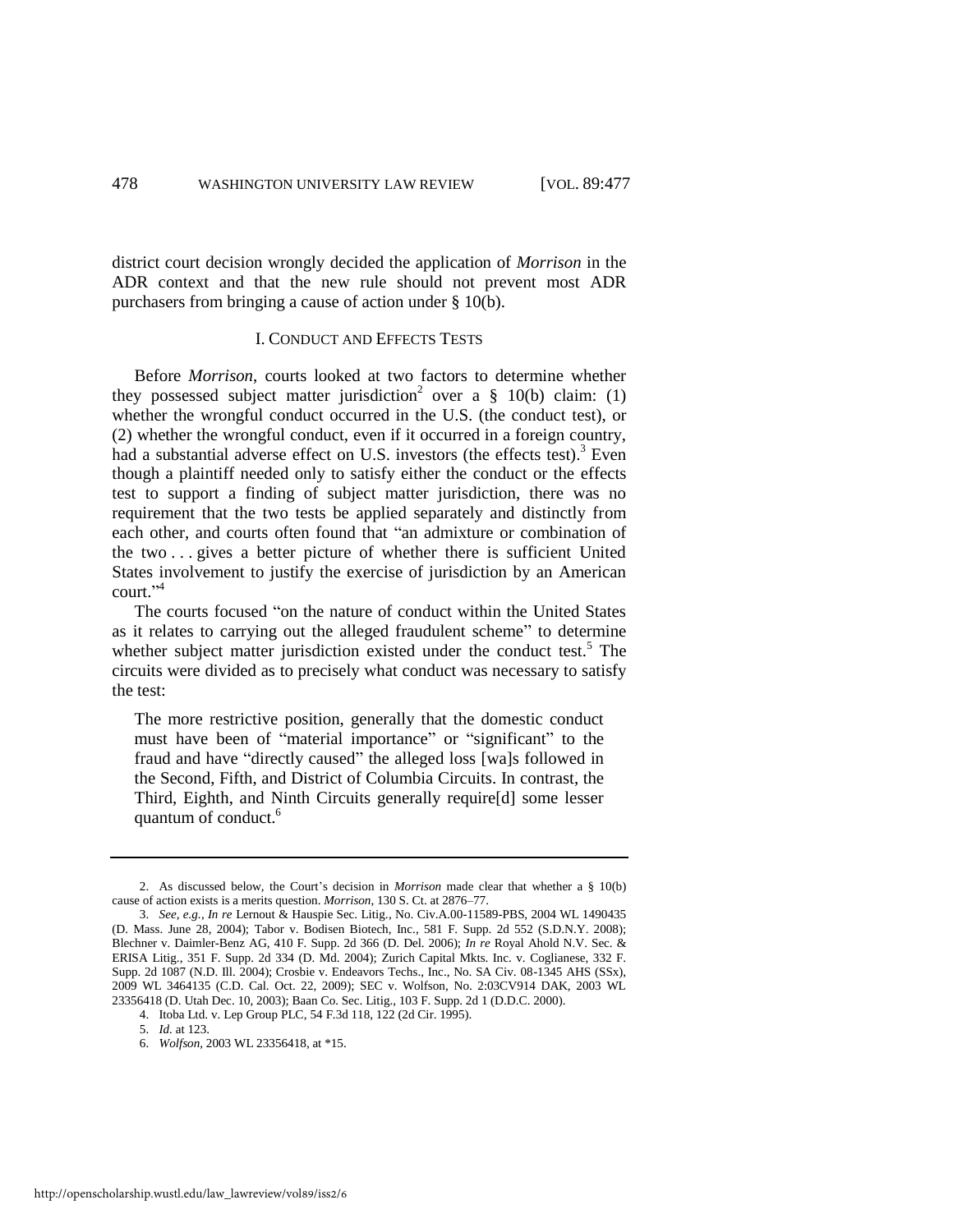district court decision wrongly decided the application of *Morrison* in the ADR context and that the new rule should not prevent most ADR purchasers from bringing a cause of action under § 10(b).

## I. CONDUCT AND EFFECTS TESTS

Before *Morrison*, courts looked at two factors to determine whether they possessed subject matter jurisdiction[2] over a § 10(b) claim: (1) whether the wrongful conduct occurred in the U.S. (the conduct test), or (2) whether the wrongful conduct, even if it occurred in a foreign country, had a substantial adverse effect on U.S. investors (the effects test).[3] Even though a plaintiff needed only to satisfy either the conduct or the effects test to support a finding of subject matter jurisdiction, there was no requirement that the two tests be applied separately and distinctly from each other, and courts often found that "an admixture or combination of the two . . . gives a better picture of whether there is sufficient United States involvement to justify the exercise of jurisdiction by an American court."[4]

The courts focused "on the nature of conduct within the United States as it relates to carrying out the alleged fraudulent scheme" to determine whether subject matter jurisdiction existed under the conduct test.[5] The circuits were divided as to precisely what conduct was necessary to satisfy the test:

> The more restrictive position, generally that the domestic conduct must have been of "material importance" or "significant" to the fraud and have "directly caused" the alleged loss [wa]s followed in the Second, Fifth, and District of Columbia Circuits. In contrast, the Third, Eighth, and Ninth Circuits generally require[d] some lesser quantum of conduct.[6]

---

2. As discussed below, the Court's decision in *Morrison* made clear that whether a § 10(b) cause of action exists is a merits question. *Morrison*, 130 S. Ct. at 2876–77.

3. *See, e.g.*, *In re* Lernout & Hauspie Sec. Litig., No. Civ.A.00-11589-PBS, 2004 WL 1490435 (D. Mass. June 28, 2004); Tabor v. Bodisen Biotech, Inc., 581 F. Supp. 2d 552 (S.D.N.Y. 2008); Blechner v. Daimler-Benz AG, 410 F. Supp. 2d 366 (D. Del. 2006); *In re* Royal Ahold N.V. Sec. & ERISA Litig., 351 F. Supp. 2d 334 (D. Md. 2004); Zurich Capital Mkts. Inc. v. Coglianese, 332 F. Supp. 2d 1087 (N.D. Ill. 2004); Crosbie v. Endeavors Techs., Inc., No. SA Civ. 08-1345 AHS (SSx), 2009 WL 3464135 (C.D. Cal. Oct. 22, 2009); SEC v. Wolfson, No. 2:03CV914 DAK, 2003 WL 23356418 (D. Utah Dec. 10, 2003); Baan Co. Sec. Litig., 103 F. Supp. 2d 1 (D.D.C. 2000).

4. Itoba Ltd. v. Lep Group PLC, 54 F.3d 118, 122 (2d Cir. 1995).

5. *Id.* at 123.

6. *Wolfson*, 2003 WL 23356418, at *15.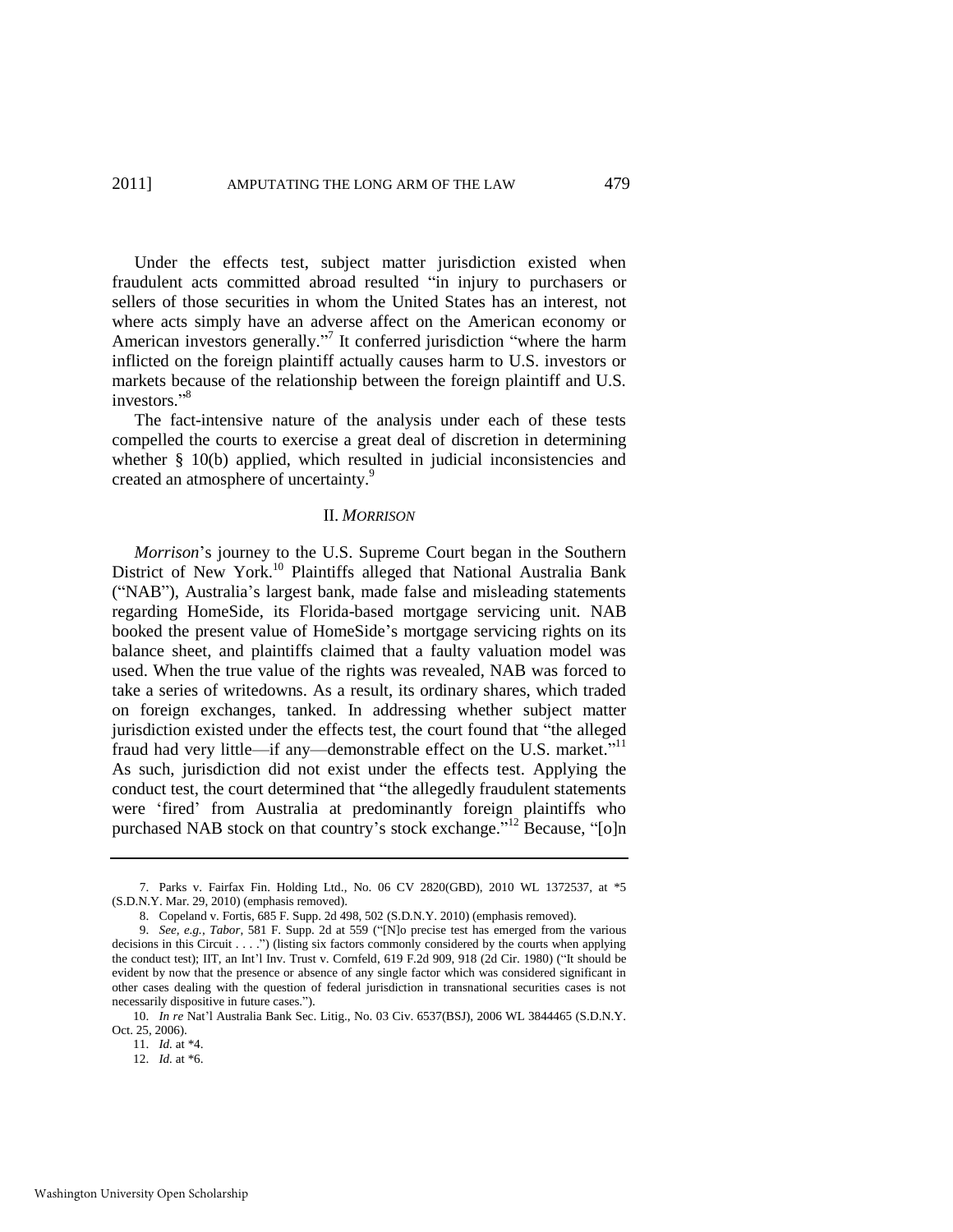Under the effects test, subject matter jurisdiction existed when fraudulent acts committed abroad resulted "in injury to purchasers or sellers of those securities in whom the United States has an interest, not where acts simply have an adverse affect on the American economy or American investors generally."[7] It conferred jurisdiction "where the harm inflicted on the foreign plaintiff actually causes harm to U.S. investors or markets because of the relationship between the foreign plaintiff and U.S. investors."[8]

The fact-intensive nature of the analysis under each of these tests compelled the courts to exercise a great deal of discretion in determining whether § 10(b) applied, which resulted in judicial inconsistencies and created an atmosphere of uncertainty.[9]

## II. *MORRISON*

*Morrison*'s journey to the U.S. Supreme Court began in the Southern District of New York.[10] Plaintiffs alleged that National Australia Bank ("NAB"), Australia's largest bank, made false and misleading statements regarding HomeSide, its Florida-based mortgage servicing unit. NAB booked the present value of HomeSide's mortgage servicing rights on its balance sheet, and plaintiffs claimed that a faulty valuation model was used. When the true value of the rights was revealed, NAB was forced to take a series of writedowns. As a result, its ordinary shares, which traded on foreign exchanges, tanked. In addressing whether subject matter jurisdiction existed under the effects test, the court found that "the alleged fraud had very little—if any—demonstrable effect on the U.S. market."[11] As such, jurisdiction did not exist under the effects test. Applying the conduct test, the court determined that "the allegedly fraudulent statements were 'fired' from Australia at predominantly foreign plaintiffs who purchased NAB stock on that country's stock exchange."[12] Because, "[o]n

---

7. Parks v. Fairfax Fin. Holding Ltd., No. 06 CV 2820(GBD), 2010 WL 1372537, at *5 (S.D.N.Y. Mar. 29, 2010) (emphasis removed).

8. Copeland v. Fortis, 685 F. Supp. 2d 498, 502 (S.D.N.Y. 2010) (emphasis removed).

9. *See, e.g.*, *Tabor*, 581 F. Supp. 2d at 559 ("[N]o precise test has emerged from the various decisions in this Circuit . . . .") (listing six factors commonly considered by the courts when applying the conduct test); IIT, an Int'l Inv. Trust v. Cornfeld, 619 F.2d 909, 918 (2d Cir. 1980) ("It should be evident by now that the presence or absence of any single factor which was considered significant in other cases dealing with the question of federal jurisdiction in transnational securities cases is not necessarily dispositive in future cases.").

10. *In re* Nat'l Australia Bank Sec. Litig., No. 03 Civ. 6537(BSJ), 2006 WL 3844465 (S.D.N.Y. Oct. 25, 2006).

11. *Id.* at *4.

12. *Id.* at *6.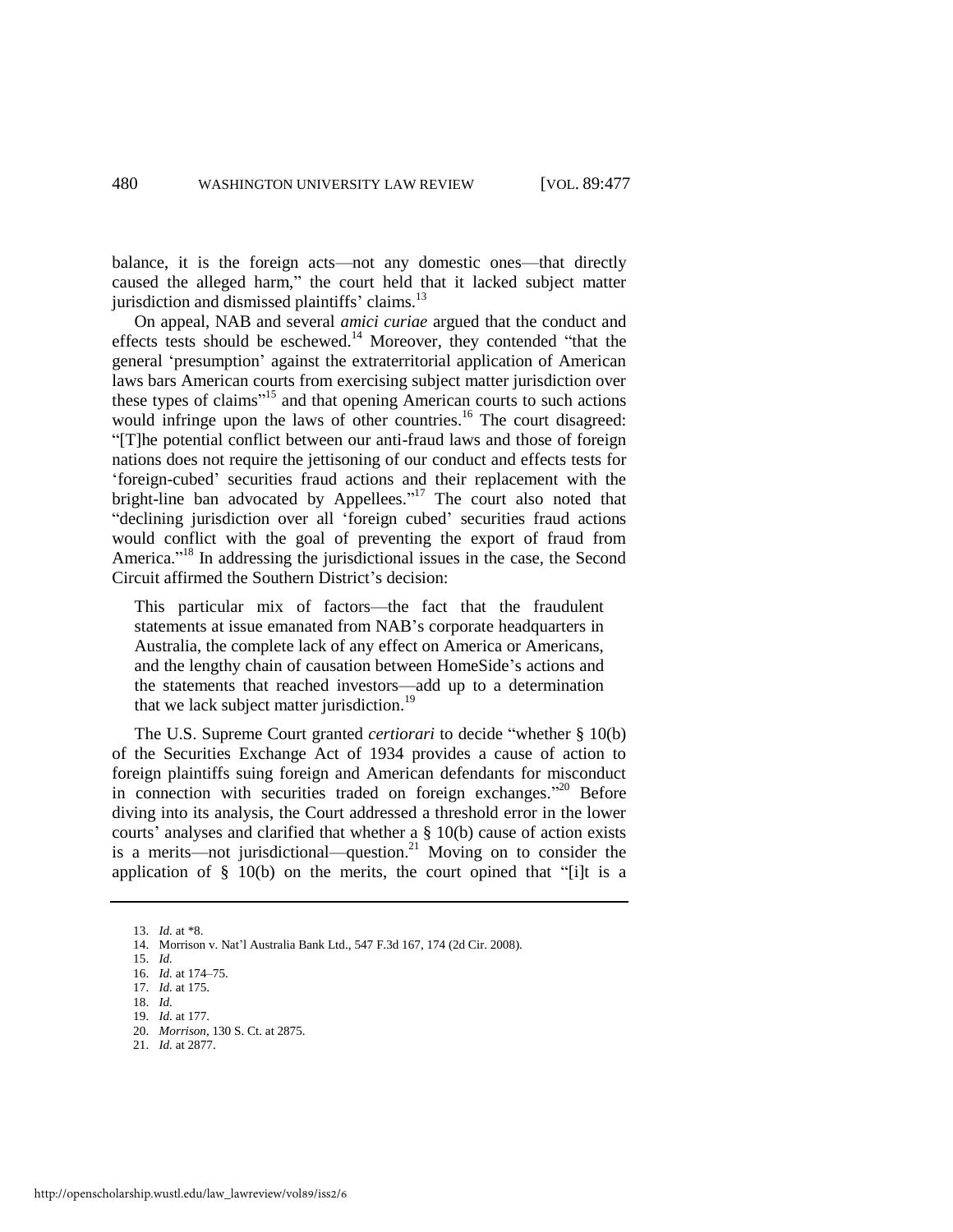balance, it is the foreign acts—not any domestic ones—that directly caused the alleged harm," the court held that it lacked subject matter jurisdiction and dismissed plaintiffs' claims.[13]

On appeal, NAB and several *amici curiae* argued that the conduct and effects tests should be eschewed.[14] Moreover, they contended "that the general 'presumption' against the extraterritorial application of American laws bars American courts from exercising subject matter jurisdiction over these types of claims"[15] and that opening American courts to such actions would infringe upon the laws of other countries.[16] The court disagreed: "[T]he potential conflict between our anti-fraud laws and those of foreign nations does not require the jettisoning of our conduct and effects tests for 'foreign-cubed' securities fraud actions and their replacement with the bright-line ban advocated by Appellees."[17] The court also noted that "declining jurisdiction over all 'foreign cubed' securities fraud actions would conflict with the goal of preventing the export of fraud from America."[18] In addressing the jurisdictional issues in the case, the Second Circuit affirmed the Southern District's decision:

> This particular mix of factors—the fact that the fraudulent statements at issue emanated from NAB's corporate headquarters in Australia, the complete lack of any effect on America or Americans, and the lengthy chain of causation between HomeSide's actions and the statements that reached investors—add up to a determination that we lack subject matter jurisdiction.[19]

The U.S. Supreme Court granted *certiorari* to decide "whether § 10(b) of the Securities Exchange Act of 1934 provides a cause of action to foreign plaintiffs suing foreign and American defendants for misconduct in connection with securities traded on foreign exchanges."[20] Before diving into its analysis, the Court addressed a threshold error in the lower courts' analyses and clarified that whether a § 10(b) cause of action exists is a merits—not jurisdictional—question.[21] Moving on to consider the application of § 10(b) on the merits, the court opined that "[i]t is a

---

13. *Id.* at *8.
14. Morrison v. Nat'l Australia Bank Ltd., 547 F.3d 167, 174 (2d Cir. 2008).
15. *Id.*
16. *Id.* at 174–75.
17. *Id.* at 175.
18. *Id.*
19. *Id.* at 177.
20. *Morrison*, 130 S. Ct. at 2875.
21. *Id.* at 2877.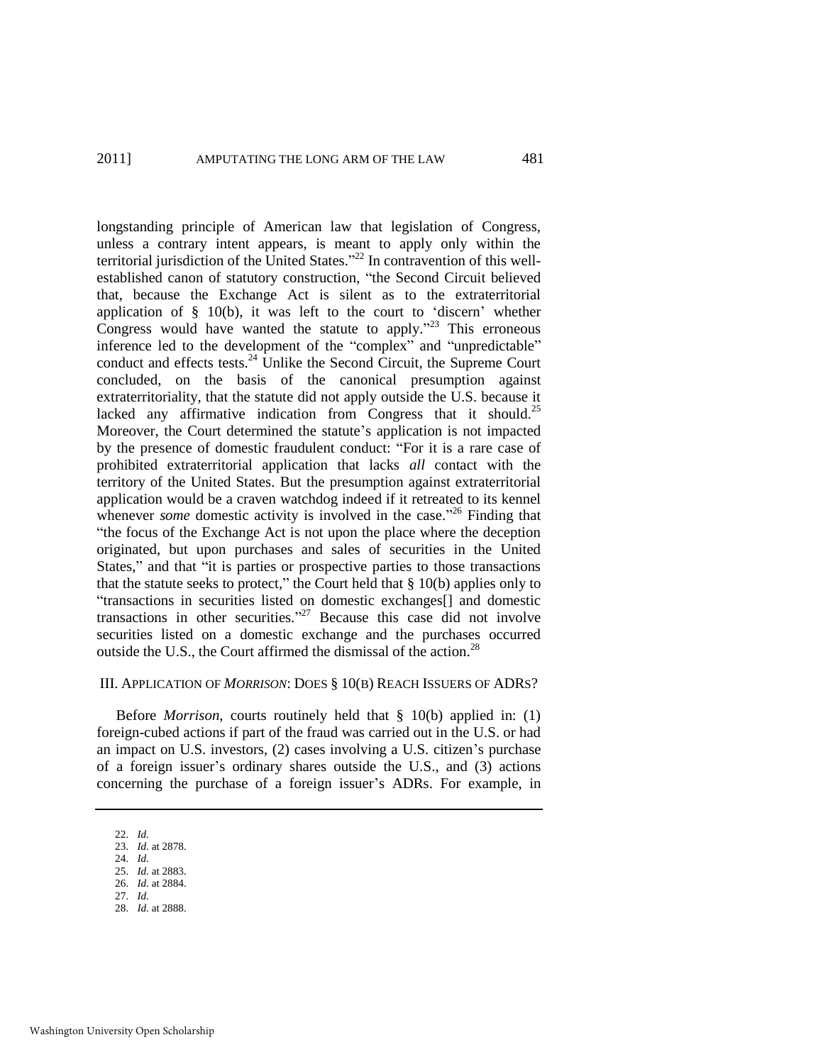longstanding principle of American law that legislation of Congress, unless a contrary intent appears, is meant to apply only within the territorial jurisdiction of the United States."[22] In contravention of this well-established canon of statutory construction, "the Second Circuit believed that, because the Exchange Act is silent as to the extraterritorial application of § 10(b), it was left to the court to 'discern' whether Congress would have wanted the statute to apply."[23] This erroneous inference led to the development of the "complex" and "unpredictable" conduct and effects tests.[24] Unlike the Second Circuit, the Supreme Court concluded, on the basis of the canonical presumption against extraterritoriality, that the statute did not apply outside the U.S. because it lacked any affirmative indication from Congress that it should.[25] Moreover, the Court determined the statute's application is not impacted by the presence of domestic fraudulent conduct: "For it is a rare case of prohibited extraterritorial application that lacks *all* contact with the territory of the United States. But the presumption against extraterritorial application would be a craven watchdog indeed if it retreated to its kennel whenever *some* domestic activity is involved in the case."[26] Finding that "the focus of the Exchange Act is not upon the place where the deception originated, but upon purchases and sales of securities in the United States," and that "it is parties or prospective parties to those transactions that the statute seeks to protect," the Court held that § 10(b) applies only to "transactions in securities listed on domestic exchanges[] and domestic transactions in other securities."[27] Because this case did not involve securities listed on a domestic exchange and the purchases occurred outside the U.S., the Court affirmed the dismissal of the action.[28]

## III. Application of *Morrison*: Does § 10(b) Reach Issuers of ADRs?

Before *Morrison*, courts routinely held that § 10(b) applied in: (1) foreign-cubed actions if part of the fraud was carried out in the U.S. or had an impact on U.S. investors, (2) cases involving a U.S. citizen's purchase of a foreign issuer's ordinary shares outside the U.S., and (3) actions concerning the purchase of a foreign issuer's ADRs. For example, in

22. *Id.*
23. *Id.* at 2878.
24. *Id.*
25. *Id.* at 2883.
26. *Id.* at 2884.
27. *Id.*
28. *Id.* at 2888.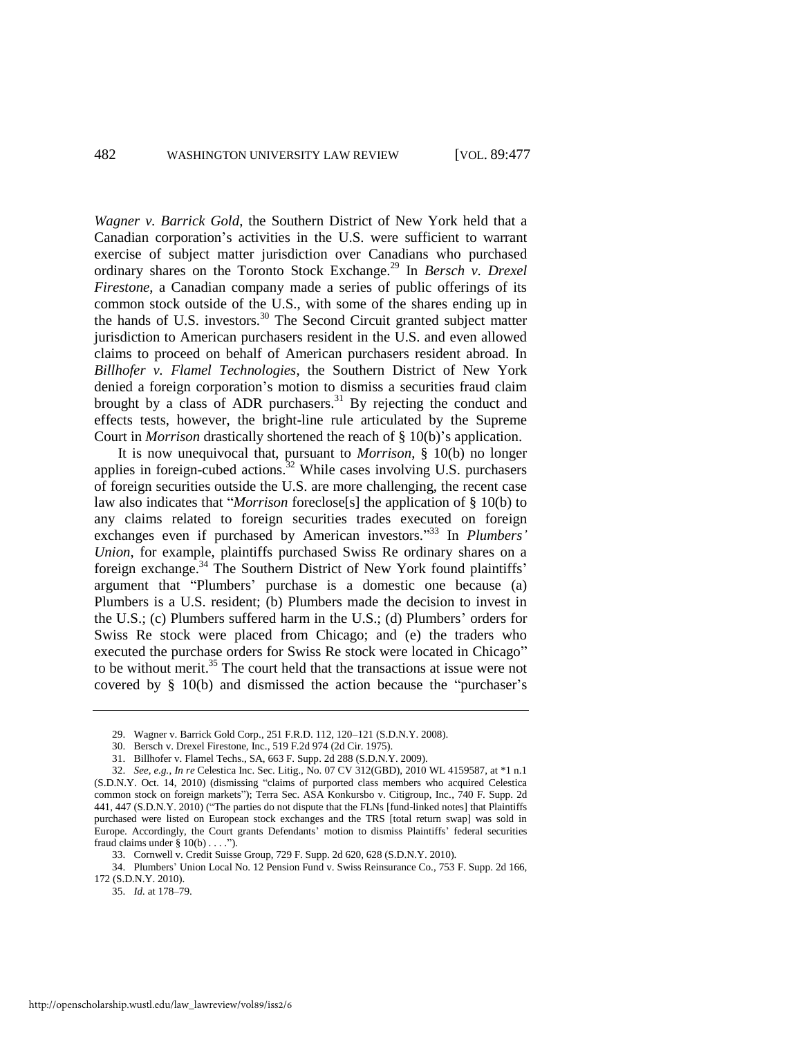*Wagner v. Barrick Gold*, the Southern District of New York held that a Canadian corporation's activities in the U.S. were sufficient to warrant exercise of subject matter jurisdiction over Canadians who purchased ordinary shares on the Toronto Stock Exchange.[29] In *Bersch v. Drexel Firestone*, a Canadian company made a series of public offerings of its common stock outside of the U.S., with some of the shares ending up in the hands of U.S. investors.[30] The Second Circuit granted subject matter jurisdiction to American purchasers resident in the U.S. and even allowed claims to proceed on behalf of American purchasers resident abroad. In *Billhofer v. Flamel Technologies*, the Southern District of New York denied a foreign corporation's motion to dismiss a securities fraud claim brought by a class of ADR purchasers.[31] By rejecting the conduct and effects tests, however, the bright-line rule articulated by the Supreme Court in *Morrison* drastically shortened the reach of § 10(b)'s application.

It is now unequivocal that, pursuant to *Morrison*, § 10(b) no longer applies in foreign-cubed actions.[32] While cases involving U.S. purchasers of foreign securities outside the U.S. are more challenging, the recent case law also indicates that "*Morrison* foreclose[s] the application of § 10(b) to any claims related to foreign securities trades executed on foreign exchanges even if purchased by American investors."[33] In *Plumbers' Union*, for example, plaintiffs purchased Swiss Re ordinary shares on a foreign exchange.[34] The Southern District of New York found plaintiffs' argument that "Plumbers' purchase is a domestic one because (a) Plumbers is a U.S. resident; (b) Plumbers made the decision to invest in the U.S.; (c) Plumbers suffered harm in the U.S.; (d) Plumbers' orders for Swiss Re stock were placed from Chicago; and (e) the traders who executed the purchase orders for Swiss Re stock were located in Chicago" to be without merit.[35] The court held that the transactions at issue were not covered by § 10(b) and dismissed the action because the "purchaser's

---

29. Wagner v. Barrick Gold Corp., 251 F.R.D. 112, 120–121 (S.D.N.Y. 2008).

30. Bersch v. Drexel Firestone, Inc., 519 F.2d 974 (2d Cir. 1975).

31. Billhofer v. Flamel Techs., SA, 663 F. Supp. 2d 288 (S.D.N.Y. 2009).

32. *See, e.g.*, *In re* Celestica Inc. Sec. Litig., No. 07 CV 312(GBD), 2010 WL 4159587, at *1 n.1 (S.D.N.Y. Oct. 14, 2010) (dismissing "claims of purported class members who acquired Celestica common stock on foreign markets"); Terra Sec. ASA Konkursbo v. Citigroup, Inc., 740 F. Supp. 2d 441, 447 (S.D.N.Y. 2010) ("The parties do not dispute that the FLNs [fund-linked notes] that Plaintiffs purchased were listed on European stock exchanges and the TRS [total return swap] was sold in Europe. Accordingly, the Court grants Defendants' motion to dismiss Plaintiffs' federal securities fraud claims under § 10(b) . . . .").

33. Cornwell v. Credit Suisse Group, 729 F. Supp. 2d 620, 628 (S.D.N.Y. 2010).

34. Plumbers' Union Local No. 12 Pension Fund v. Swiss Reinsurance Co., 753 F. Supp. 2d 166, 172 (S.D.N.Y. 2010).

35. *Id.* at 178–79.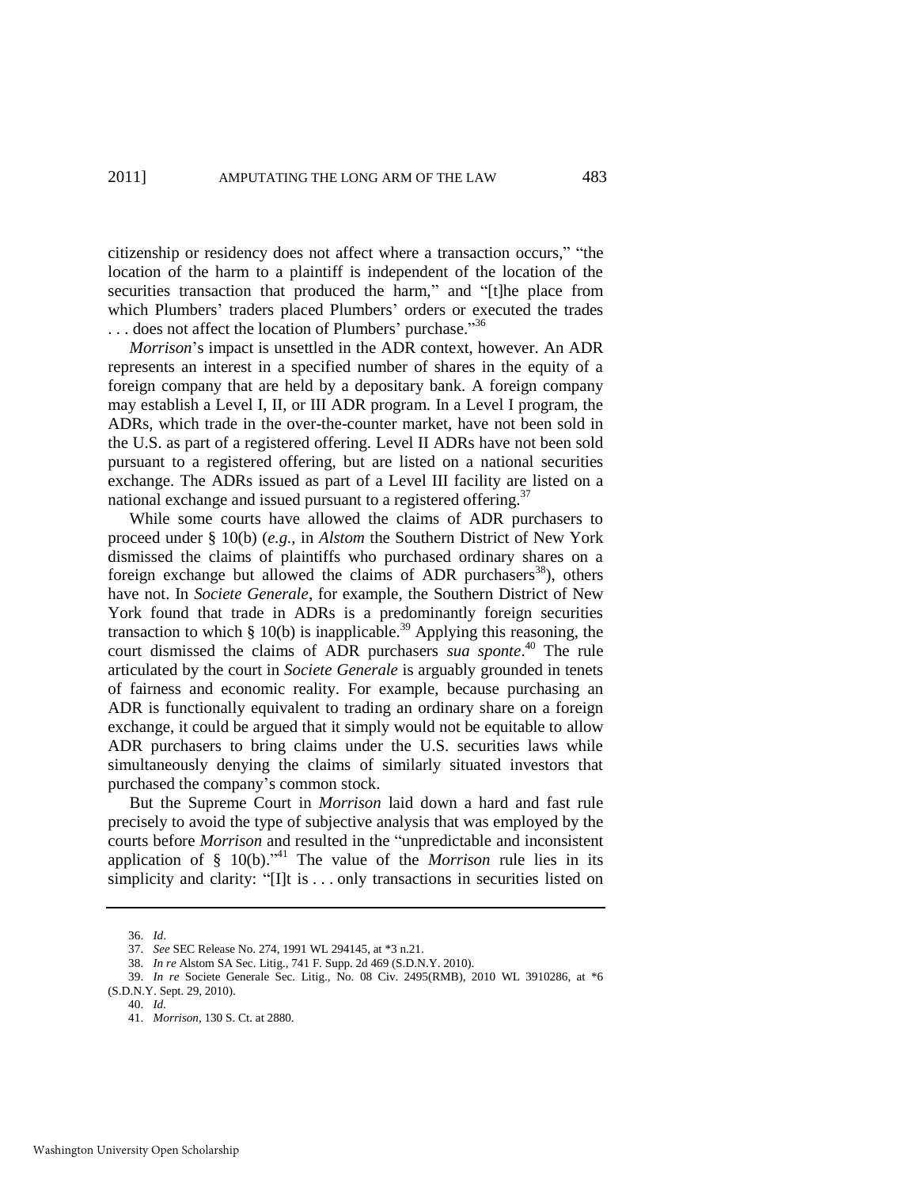citizenship or residency does not affect where a transaction occurs," "the location of the harm to a plaintiff is independent of the location of the securities transaction that produced the harm," and "[t]he place from which Plumbers' traders placed Plumbers' orders or executed the trades . . . does not affect the location of Plumbers' purchase."[36]

*Morrison*'s impact is unsettled in the ADR context, however. An ADR represents an interest in a specified number of shares in the equity of a foreign company that are held by a depositary bank. A foreign company may establish a Level I, II, or III ADR program. In a Level I program, the ADRs, which trade in the over-the-counter market, have not been sold in the U.S. as part of a registered offering. Level II ADRs have not been sold pursuant to a registered offering, but are listed on a national securities exchange. The ADRs issued as part of a Level III facility are listed on a national exchange and issued pursuant to a registered offering.[37]

While some courts have allowed the claims of ADR purchasers to proceed under § 10(b) (*e.g.*, in *Alstom* the Southern District of New York dismissed the claims of plaintiffs who purchased ordinary shares on a foreign exchange but allowed the claims of ADR purchasers[38]), others have not. In *Societe Generale*, for example, the Southern District of New York found that trade in ADRs is a predominantly foreign securities transaction to which § 10(b) is inapplicable.[39] Applying this reasoning, the court dismissed the claims of ADR purchasers *sua sponte*.[40] The rule articulated by the court in *Societe Generale* is arguably grounded in tenets of fairness and economic reality. For example, because purchasing an ADR is functionally equivalent to trading an ordinary share on a foreign exchange, it could be argued that it simply would not be equitable to allow ADR purchasers to bring claims under the U.S. securities laws while simultaneously denying the claims of similarly situated investors that purchased the company's common stock.

But the Supreme Court in *Morrison* laid down a hard and fast rule precisely to avoid the type of subjective analysis that was employed by the courts before *Morrison* and resulted in the "unpredictable and inconsistent application of § 10(b)."[41] The value of the *Morrison* rule lies in its simplicity and clarity: "[I]t is . . . only transactions in securities listed on

---

36. *Id*.

37. *See* SEC Release No. 274, 1991 WL 294145, at *3 n.21.

38. *In re* Alstom SA Sec. Litig., 741 F. Supp. 2d 469 (S.D.N.Y. 2010).

39. *In re* Societe Generale Sec. Litig., No. 08 Civ. 2495(RMB), 2010 WL 3910286, at *6 (S.D.N.Y. Sept. 29, 2010).

40. *Id.*

41. *Morrison*, 130 S. Ct. at 2880.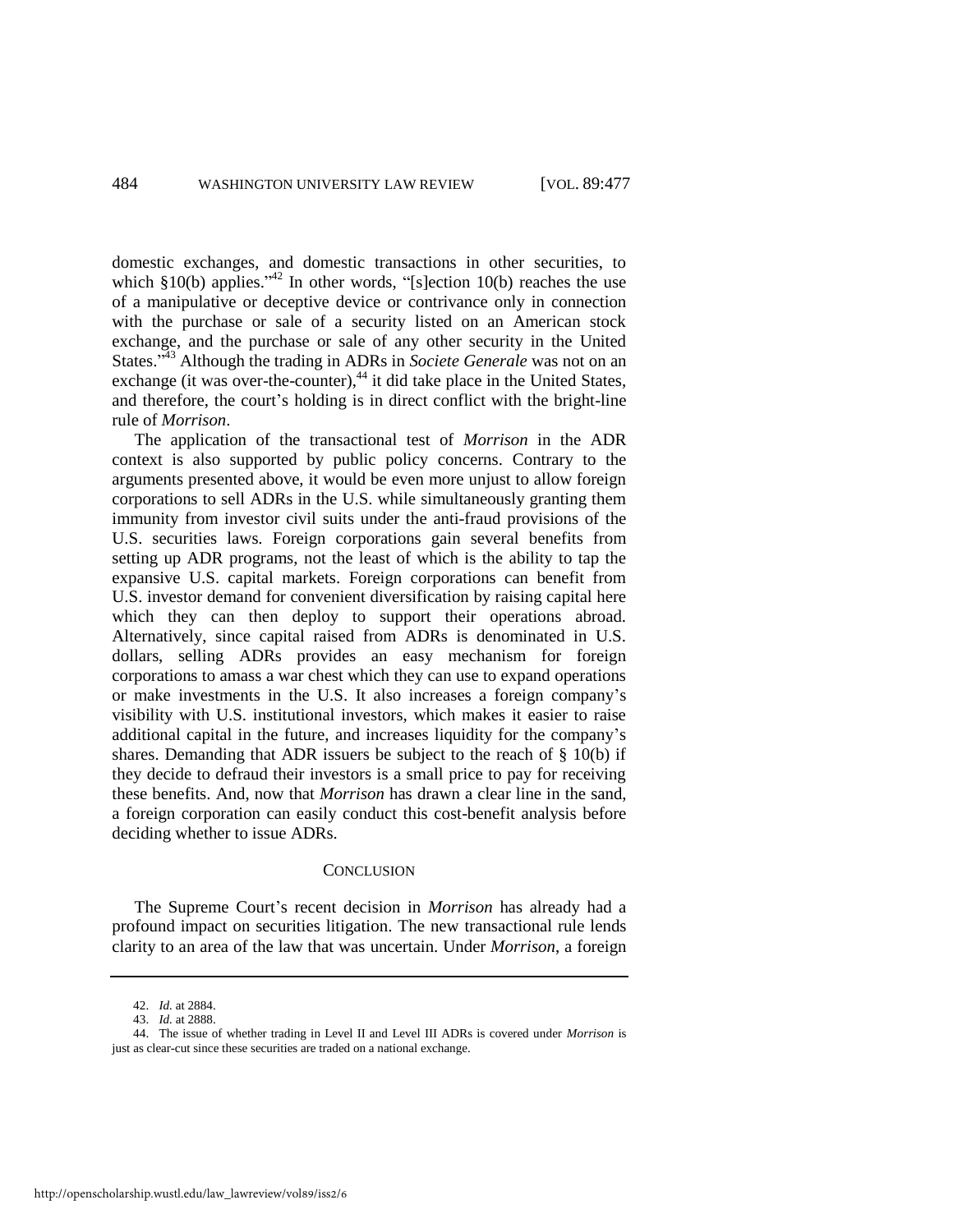domestic exchanges, and domestic transactions in other securities, to which §10(b) applies."[42] In other words, "[s]ection 10(b) reaches the use of a manipulative or deceptive device or contrivance only in connection with the purchase or sale of a security listed on an American stock exchange, and the purchase or sale of any other security in the United States."[43] Although the trading in ADRs in *Societe Generale* was not on an exchange (it was over-the-counter),[44] it did take place in the United States, and therefore, the court's holding is in direct conflict with the bright-line rule of *Morrison*.

The application of the transactional test of *Morrison* in the ADR context is also supported by public policy concerns. Contrary to the arguments presented above, it would be even more unjust to allow foreign corporations to sell ADRs in the U.S. while simultaneously granting them immunity from investor civil suits under the anti-fraud provisions of the U.S. securities laws. Foreign corporations gain several benefits from setting up ADR programs, not the least of which is the ability to tap the expansive U.S. capital markets. Foreign corporations can benefit from U.S. investor demand for convenient diversification by raising capital here which they can then deploy to support their operations abroad. Alternatively, since capital raised from ADRs is denominated in U.S. dollars, selling ADRs provides an easy mechanism for foreign corporations to amass a war chest which they can use to expand operations or make investments in the U.S. It also increases a foreign company's visibility with U.S. institutional investors, which makes it easier to raise additional capital in the future, and increases liquidity for the company's shares. Demanding that ADR issuers be subject to the reach of § 10(b) if they decide to defraud their investors is a small price to pay for receiving these benefits. And, now that *Morrison* has drawn a clear line in the sand, a foreign corporation can easily conduct this cost-benefit analysis before deciding whether to issue ADRs.

## CONCLUSION

The Supreme Court's recent decision in *Morrison* has already had a profound impact on securities litigation. The new transactional rule lends clarity to an area of the law that was uncertain. Under *Morrison*, a foreign

---

42. *Id.* at 2884.

43. *Id.* at 2888.

44. The issue of whether trading in Level II and Level III ADRs is covered under *Morrison* is just as clear-cut since these securities are traded on a national exchange.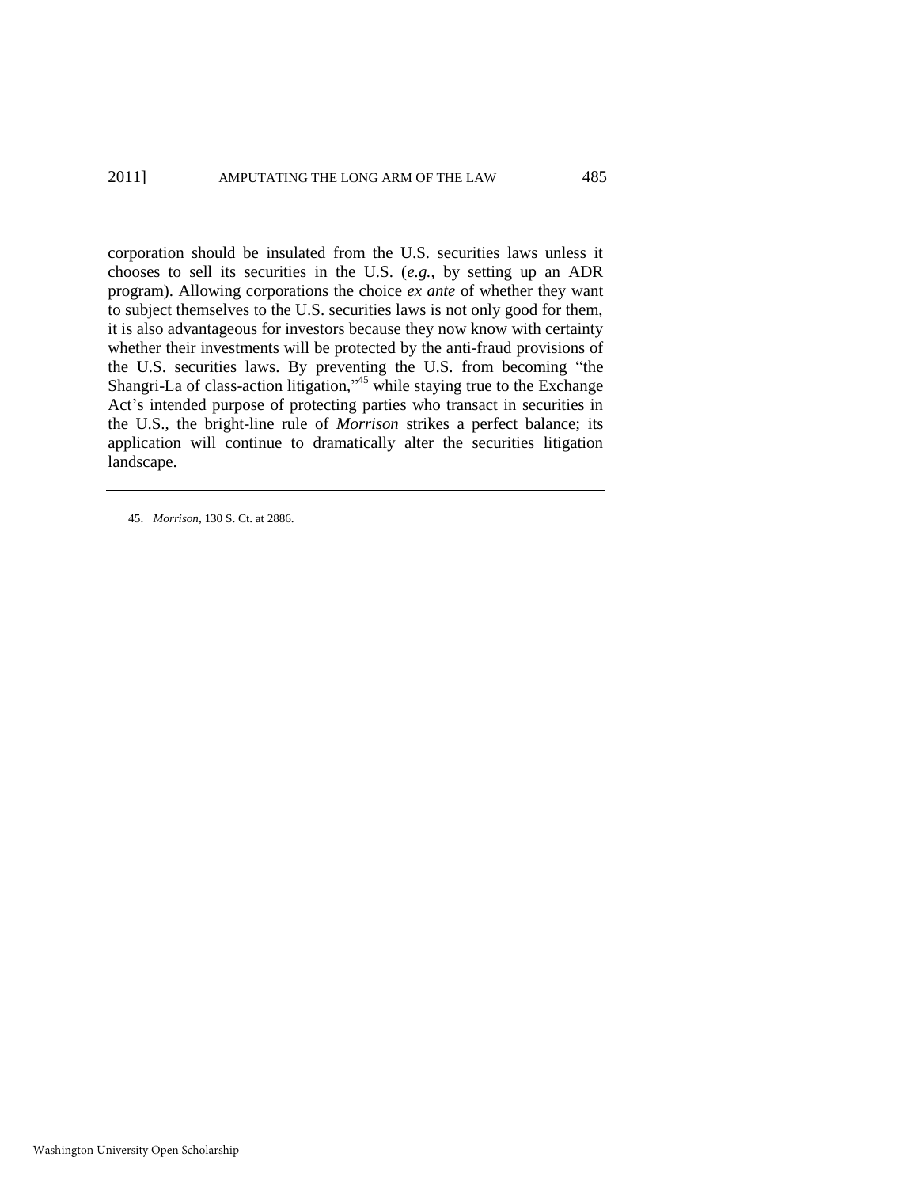corporation should be insulated from the U.S. securities laws unless it chooses to sell its securities in the U.S. (*e.g.*, by setting up an ADR program). Allowing corporations the choice *ex ante* of whether they want to subject themselves to the U.S. securities laws is not only good for them, it is also advantageous for investors because they now know with certainty whether their investments will be protected by the anti-fraud provisions of the U.S. securities laws. By preventing the U.S. from becoming "the Shangri-La of class-action litigation,"[45] while staying true to the Exchange Act's intended purpose of protecting parties who transact in securities in the U.S., the bright-line rule of *Morrison* strikes a perfect balance; its application will continue to dramatically alter the securities litigation landscape.

---

45. *Morrison*, 130 S. Ct. at 2886.